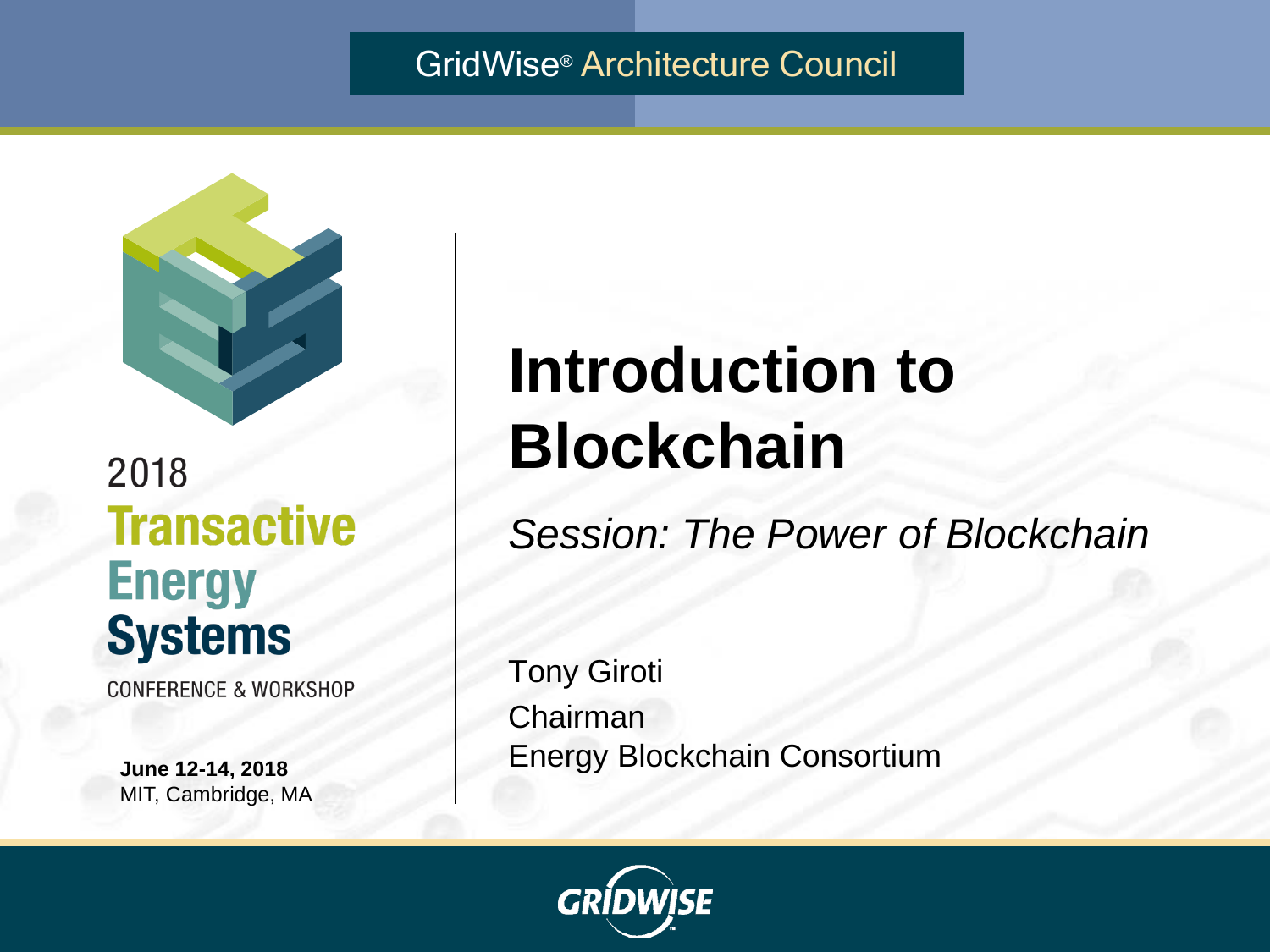GridWise® Architecture Council

2018
**Transactive Energy Systems**
CONFERENCE & WORKSHOP

**June 12-14, 2018**
MIT, Cambridge, MA

# Introduction to Blockchain

*Session: The Power of Blockchain*

Tony Giroti
Chairman
Energy Blockchain Consortium

GRIDWISE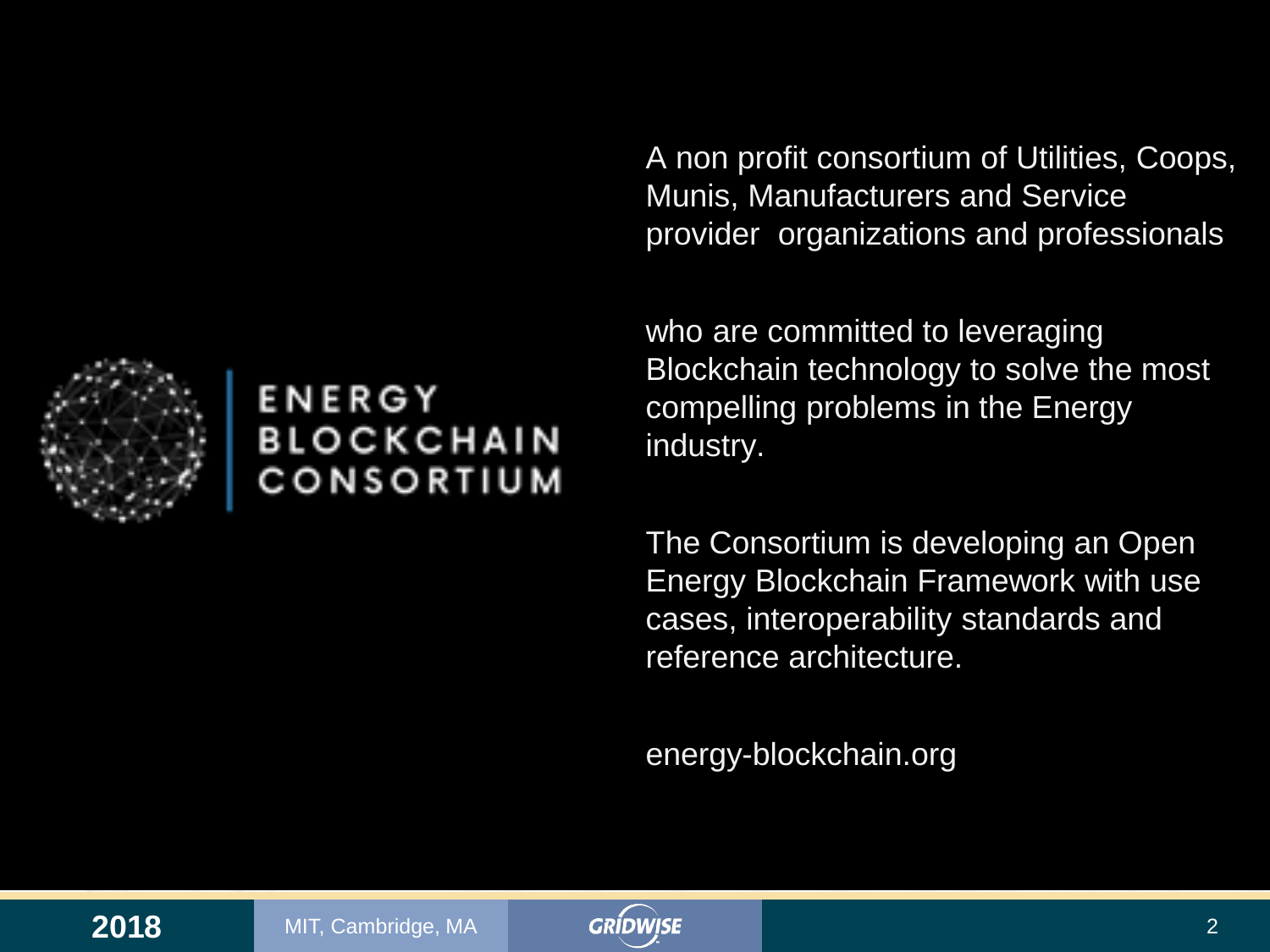ENERGY BLOCKCHAIN CONSORTIUM

A non profit consortium of Utilities, Coops, Munis, Manufacturers and Service provider organizations and professionals

who are committed to leveraging Blockchain technology to solve the most compelling problems in the Energy industry.

The Consortium is developing an Open Energy Blockchain Framework with use cases, interoperability standards and reference architecture.

energy-blockchain.org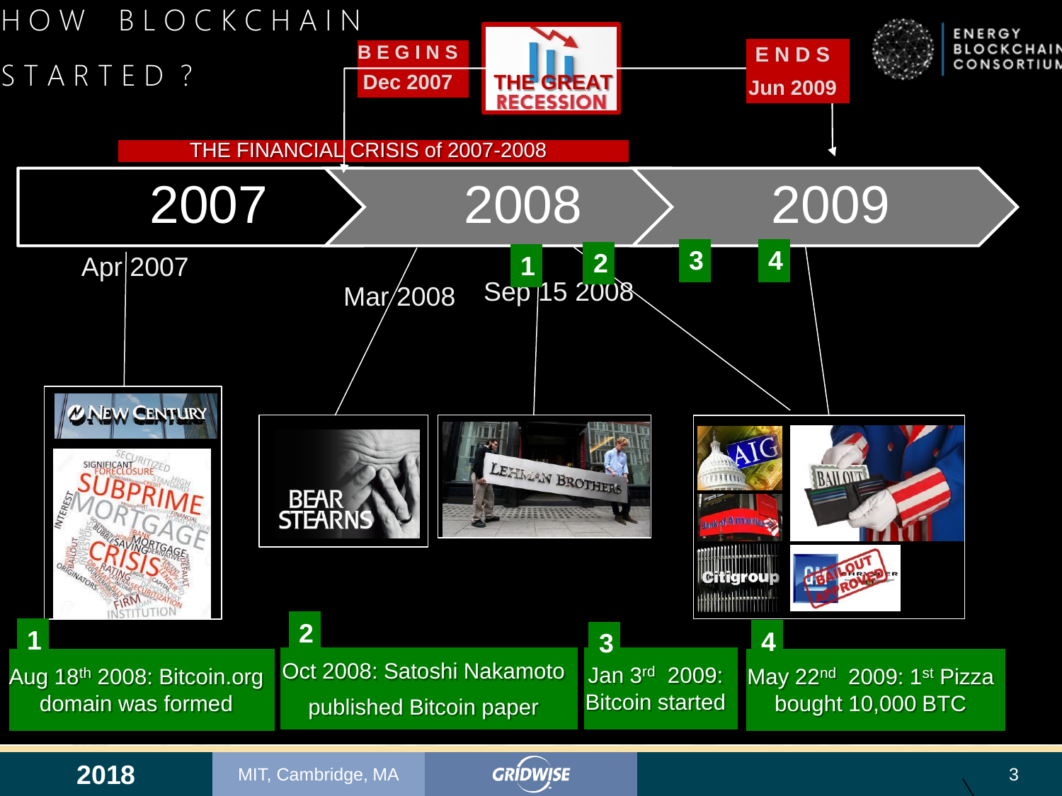# HOW BLOCKCHAIN STARTED ?

**BEGINS** Dec 2007 — **THE GREAT RECESSION** — **ENDS** Jun 2009

THE FINANCIAL CRISIS of 2007-2008

2007 → 2008 → 2009

- Apr 2007 — New Century; Subprime Mortgage Crisis
- Mar 2008 — Bear Stearns
- Sep 15 2008 — Lehman Brothers
- AIG, Bank of America, Citigroup, Bailout Approved

1. Aug 18th 2008: Bitcoin.org domain was formed
2. Oct 2008: Satoshi Nakamoto published Bitcoin paper
3. Jan 3rd 2009: Bitcoin started
4. May 22nd 2009: 1st Pizza bought 10,000 BTC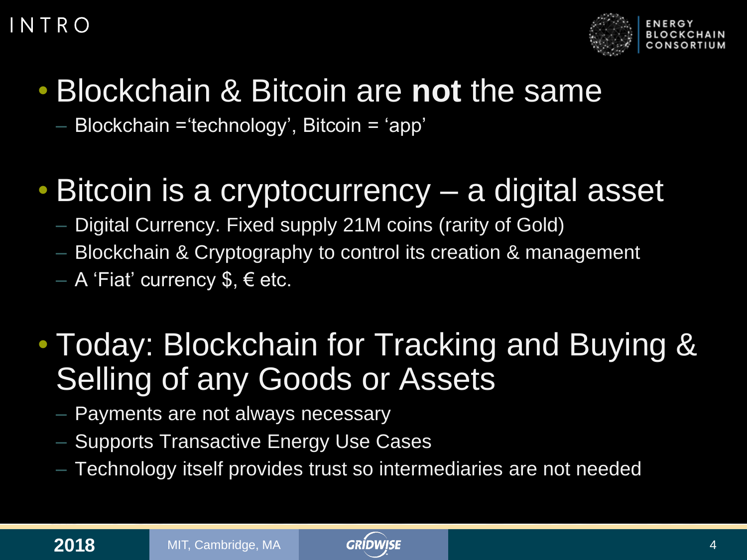# INTRO

- Blockchain & Bitcoin are **not** the same
  - Blockchain ='technology', Bitcoin = 'app'

- Bitcoin is a cryptocurrency – a digital asset
  - Digital Currency. Fixed supply 21M coins (rarity of Gold)
  - Blockchain & Cryptography to control its creation & management
  - A 'Fiat' currency $, € etc.

- Today: Blockchain for Tracking and Buying & Selling of any Goods or Assets
  - Payments are not always necessary
  - Supports Transactive Energy Use Cases
  - Technology itself provides trust so intermediaries are not needed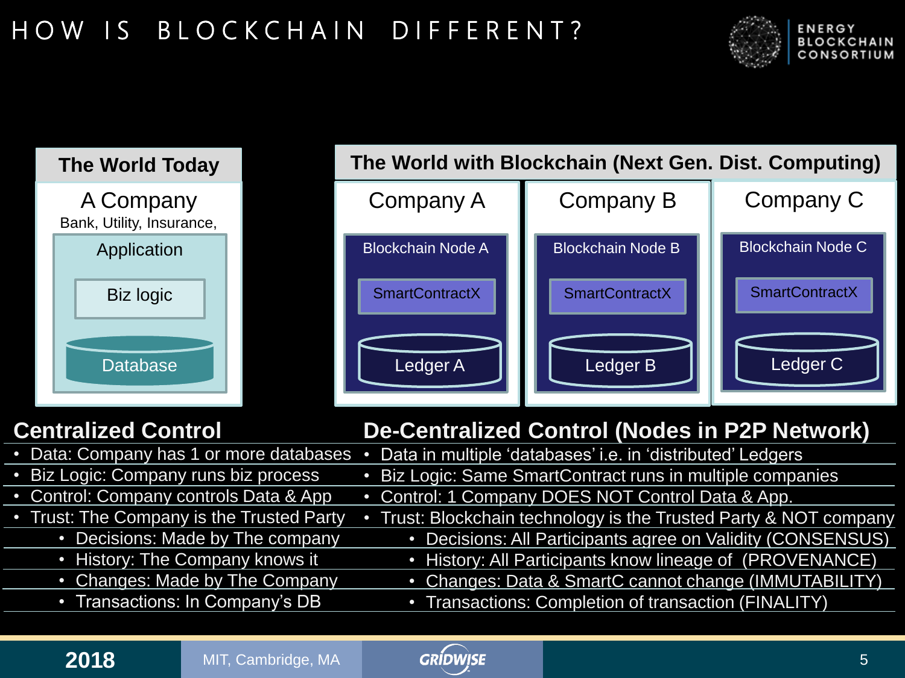# HOW IS BLOCKCHAIN DIFFERENT?

## The World Today

A Company
Bank, Utility, Insurance,

Application

Biz logic

Database

## The World with Blockchain (Next Gen. Dist. Computing)

| Company A | Company B | Company C |
|---|---|---|
| Blockchain Node A | Blockchain Node B | Blockchain Node C |
| SmartContractX | SmartContractX | SmartContractX |
| Ledger A | Ledger B | Ledger C |

| Centralized Control | De-Centralized Control (Nodes in P2P Network) |
|---|---|
| • Data: Company has 1 or more databases | • Data in multiple 'databases' i.e. in 'distributed' Ledgers |
| • Biz Logic: Company runs biz process | • Biz Logic: Same SmartContract runs in multiple companies |
| • Control: Company controls Data & App | • Control: 1 Company DOES NOT Control Data & App. |
| • Trust: The Company is the Trusted Party | • Trust: Blockchain technology is the Trusted Party & NOT company |
| • Decisions: Made by The company | • Decisions: All Participants agree on Validity (CONSENSUS) |
| • History: The Company knows it | • History: All Participants know lineage of (PROVENANCE) |
| • Changes: Made by The Company | • Changes: Data & SmartC cannot change (IMMUTABILITY) |
| • Transactions: In Company's DB | • Transactions: Completion of transaction (FINALITY) |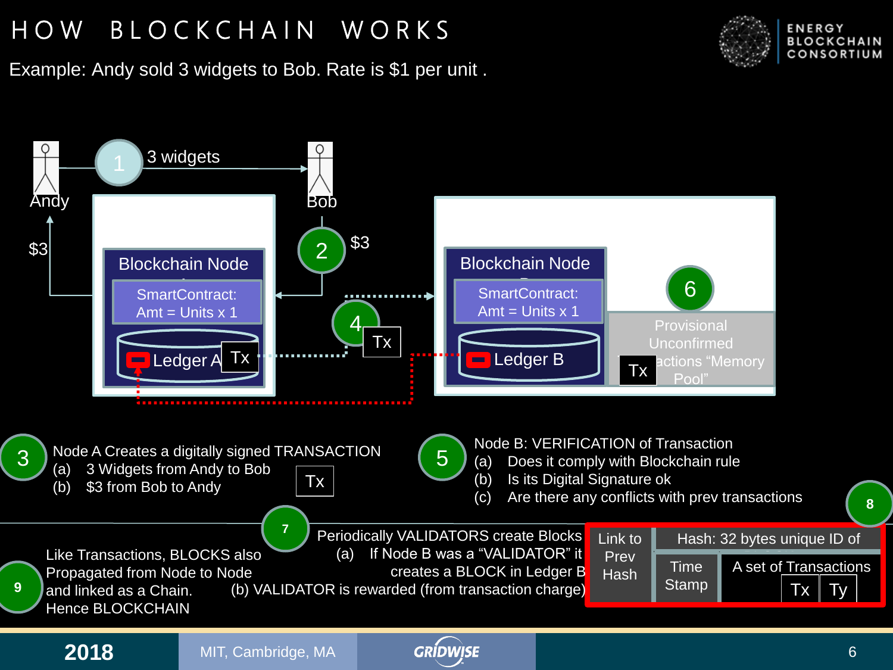# HOW BLOCKCHAIN WORKS

Example: Andy sold 3 widgets to Bob. Rate is $1 per unit .

1 — 3 widgets (Andy → Bob)

2 — $3 (Bob → Andy)

Blockchain Node — SmartContract: Amt = Units x 1 — Ledger A — Tx

4 — Tx

Blockchain Node — SmartContract: Amt = Units x 1 — Ledger B

6 — Provisional Unconfirmed Transactions "Memory Pool" — Tx

3 — Node A Creates a digitally signed TRANSACTION
(a) 3 Widgets from Andy to Bob
(b) $3 from Bob to Andy
Tx

5 — Node B: VERIFICATION of Transaction
(a) Does it comply with Blockchain rule
(b) Is its Digital Signature ok
(c) Are there any conflicts with prev transactions

7 — Periodically VALIDATORS create Blocks
(a) If Node B was a "VALIDATOR" it creates a BLOCK in Ledger B
(b) VALIDATOR is rewarded (from transaction charge)

8 — Link to Prev Hash | Hash: 32 bytes unique ID of | Time Stamp | A set of Transactions: Tx, Ty

9 — Like Transactions, BLOCKS also Propagated from Node to Node and linked as a Chain. Hence BLOCKCHAIN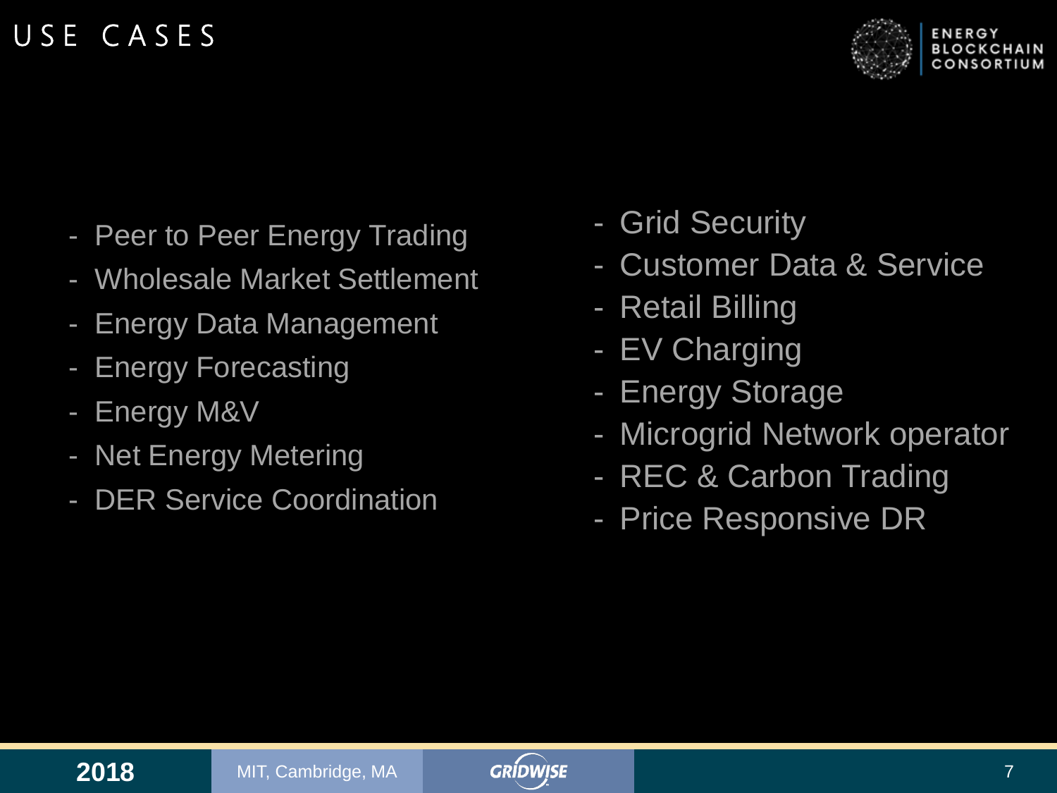# USE CASES

- Peer to Peer Energy Trading
- Wholesale Market Settlement
- Energy Data Management
- Energy Forecasting
- Energy M&V
- Net Energy Metering
- DER Service Coordination
- Grid Security
- Customer Data & Service
- Retail Billing
- EV Charging
- Energy Storage
- Microgrid Network operator
- REC & Carbon Trading
- Price Responsive DR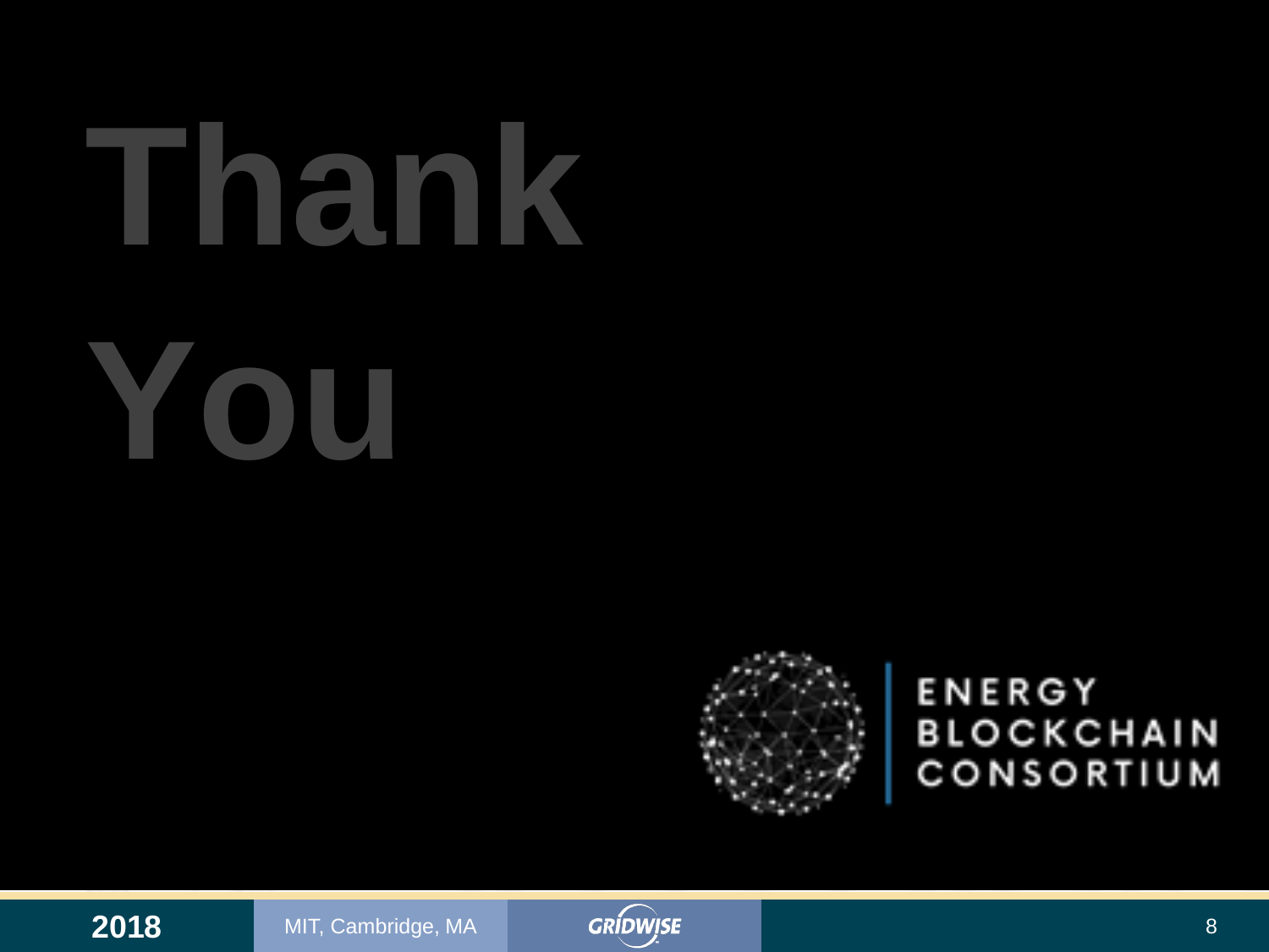# Thank You

ENERGY BLOCKCHAIN CONSORTIUM